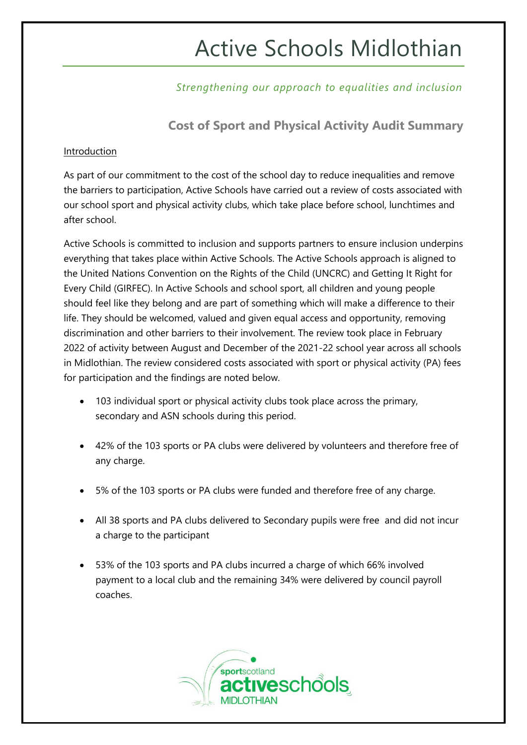# Active Schools Midlothian

*Strengthening our approach to equalities and inclusion*

## Cost of Sport and Physical Activity Audit Summary

Introduction

As part of our commitment to the cost of the school day to reduce inequalities and remove the barriers to participation, Active Schools have carried out a review of costs associated with our school sport and physical activity clubs, which take place before school, lunchtimes and after school.

Active Schools is committed to inclusion and supports partners to ensure inclusion underpins everything that takes place within Active Schools. The Active Schools approach is aligned to the United Nations Convention on the Rights of the Child (UNCRC) and Getting It Right for Every Child (GIRFEC). In Active Schools and school sport, all children and young people should feel like they belong and are part of something which will make a difference to their life. They should be welcomed, valued and given equal access and opportunity, removing discrimination and other barriers to their involvement. The review took place in February 2022 of activity between August and December of the 2021-22 school year across all schools in Midlothian. The review considered costs associated with sport or physical activity (PA) fees for participation and the findings are noted below.

- 103 individual sport or physical activity clubs took place across the primary, secondary and ASN schools during this period.
- 42% of the 103 sports or PA clubs were delivered by volunteers and therefore free of any charge.
- 5% of the 103 sports or PA clubs were funded and therefore free of any charge.
- All 38 sports and PA clubs delivered to Secondary pupils were free and did not incur a charge to the participant
- 53% of the 103 sports and PA clubs incurred a charge of which 66% involved payment to a local club and the remaining 34% were delivered by council payroll coaches.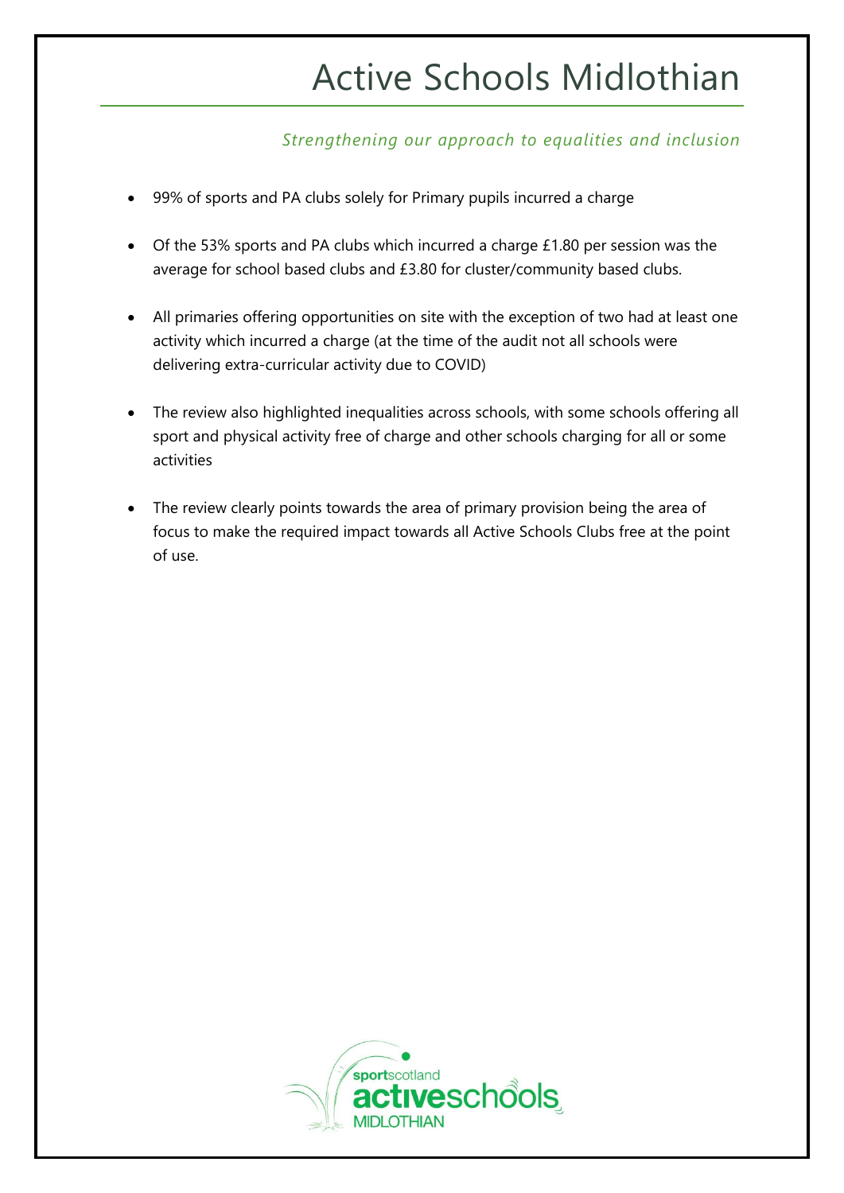# Active Schools Midlothian

*Strengthening our approach to equalities and inclusion*

- 99% of sports and PA clubs solely for Primary pupils incurred a charge
- Of the 53% sports and PA clubs which incurred a charge £1.80 per session was the average for school based clubs and £3.80 for cluster/community based clubs.
- All primaries offering opportunities on site with the exception of two had at least one activity which incurred a charge (at the time of the audit not all schools were delivering extra-curricular activity due to COVID)
- The review also highlighted inequalities across schools, with some schools offering all sport and physical activity free of charge and other schools charging for all or some activities
- The review clearly points towards the area of primary provision being the area of focus to make the required impact towards all Active Schools Clubs free at the point of use.

sportscotland activeschools MIDLOTHIAN